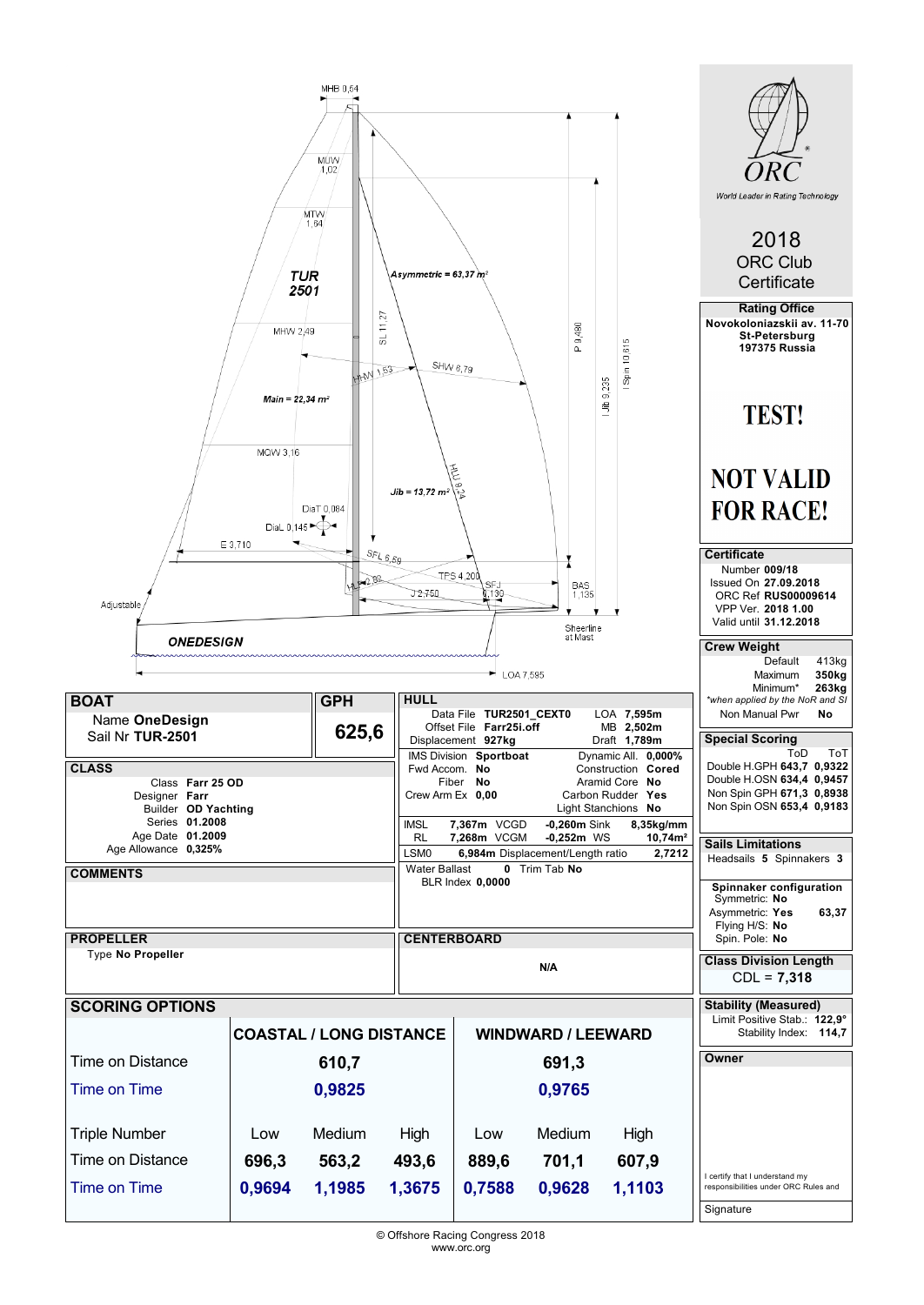TUR 2501

MHB 0,54

MUW 1,02

MTW 1,64

MHW 2,49

MQW 3,16

Main = 22,34 m²

Asymmetric = 63,37 m²

Jib = 13,72 m²

SL 11,27

P 9,480

I Spin 10,615

I Jib 9,235

HHW 1,53

SHW 6,79

HLU 9,24

DiaT 0,084

DiaL 0,145

E 3,710

SFL 6,59

TPS 4,200

J 2,750

SFJ 0,130

BAS 1,135

Sheerline at Mast

Adjustable

ONEDESIGN

LOA 7,595

# 2018 ORC Club Certificate

ORC — World Leader in Rating Technology

**Rating Office**
Novokoloniazskii av. 11-70
St-Petersburg
197375 Russia

**TEST!**

**NOT VALID FOR RACE!**

## BOAT

Name **OneDesign**
Sail Nr **TUR-2501**

## GPH

**625,6**

## HULL

| | | | |
|---|---|---|---|
| Data File | TUR2501_CEXT0 | LOA | 7,595m |
| Offset File | Farr25i.off | MB | 2,502m |
| Displacement | 927kg | Draft | 1,789m |
| IMS Division | Sportboat | Dynamic All. | 0,000% |
| Fwd Accom. | No | Construction | Cored |
| Fiber | No | Aramid Core | No |
| Crew Arm Ex | 0,00 | Carbon Rudder | Yes |
| | | Light Stanchions | No |

| | | | | | |
|---|---|---|---|---|---|
| IMSL | 7,367m | VCGD | -0,260m | Sink | 8,35kg/mm |
| RL | 7,268m | VCGM | -0,252m | WS | 10,74m² |

LSM0 **6,984m** Displacement/Length ratio **2,7212**

Water Ballast **0** Trim Tab **No**
BLR Index **0,0000**

## CLASS

| | |
|---|---|
| Class | **Farr 25 OD** |
| Designer | **Farr** |
| Builder | **OD Yachting** |
| Series | **01.2008** |
| Age Date | **01.2009** |
| Age Allowance | **0,325%** |

## COMMENTS

## PROPELLER

Type **No Propeller**

## CENTERBOARD

N/A

## Certificate

| | |
|---|---|
| Number | **009/18** |
| Issued On | **27.09.2018** |
| ORC Ref | **RUS00009614** |
| VPP Ver. | **2018 1.00** |
| Valid until | **31.12.2018** |

## Crew Weight

| | |
|---|---|
| Default | 413kg |
| Maximum | **350kg** |
| Minimum* | **263kg** |

*when applied by the NoR and SI

Non Manual Pwr **No**

## Special Scoring

| | | ToD | ToT |
|---|---|---|---|
| Double H.GPH | | **643,7** | **0,9322** |
| Double H.OSN | | **634,4** | **0,9457** |
| Non Spin GPH | | **671,3** | **0,8938** |
| Non Spin OSN | | **653,4** | **0,9183** |

## Sails Limitations

Headsails **5** Spinnakers **3**

## Spinnaker configuration

| | | |
|---|---|---|
| Symmetric: | **No** | |
| Asymmetric: | **Yes** | **63,37** |
| Flying H/S: | **No** | |
| Spin. Pole: | **No** | |

## Class Division Length

CDL = **7,318**

## Stability (Measured)

Limit Positive Stab.: **122,9°**
Stability Index: **114,7**

## Owner

I certify that I understand my responsibilities under ORC Rules and

Signature

## SCORING OPTIONS

| | COASTAL / LONG DISTANCE | | | WINDWARD / LEEWARD | | |
|---|---|---|---|---|---|---|
| Time on Distance | | 610,7 | | | 691,3 | |
| Time on Time | | 0,9825 | | | 0,9765 | |
| Triple Number | Low | Medium | High | Low | Medium | High |
| Time on Distance | 696,3 | 563,2 | 493,6 | 889,6 | 701,1 | 607,9 |
| Time on Time | 0,9694 | 1,1985 | 1,3675 | 0,7588 | 0,9628 | 1,1103 |

© Offshore Racing Congress 2018
www.orc.org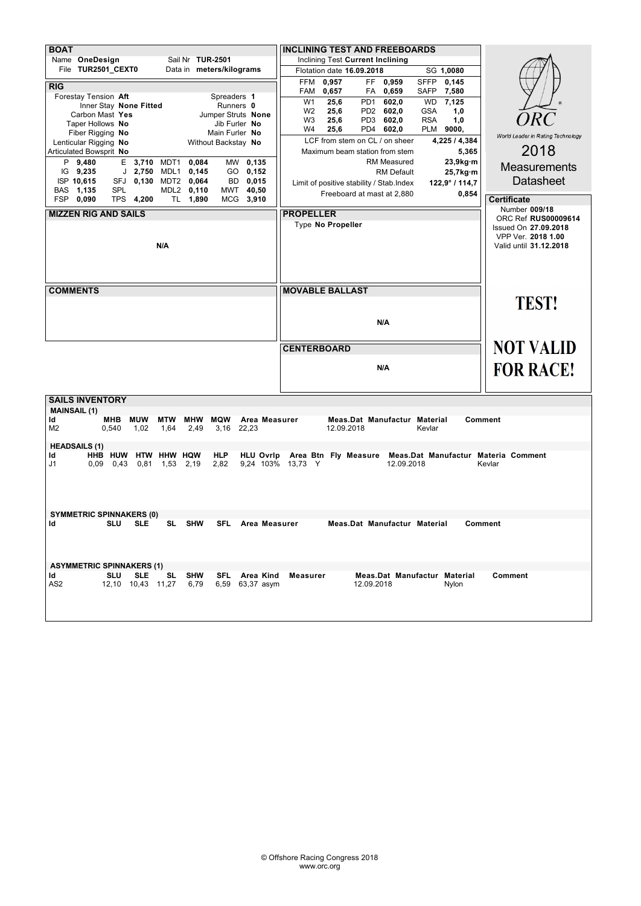## BOAT

| | | | |
|---|---|---|---|
| Name | OneDesign | Sail Nr | TUR-2501 |
| File | TUR2501_CEXT0 | Data in | meters/kilograms |

## RIG

| | | | |
|---|---|---|---|
| Forestay Tension | Aft | Spreaders | 1 |
| Inner Stay | None Fitted | Runners | 0 |
| Carbon Mast | Yes | Jumper Struts | None |
| Taper Hollows | No | Jib Furler | No |
| Fiber Rigging | No | Main Furler | No |
| Lenticular Rigging | No | Without Backstay | No |
| Articulated Bowsprit | No | | |

| | | | | | | | |
|---|---|---|---|---|---|---|---|
| P | 9,480 | E | 3,710 | MDT1 | 0,084 | MW | 0,135 |
| IG | 9,235 | J | 2,750 | MDL1 | 0,145 | GO | 0,152 |
| ISP | 10,615 | SFJ | 0,130 | MDT2 | 0,064 | BD | 0,015 |
| BAS | 1,135 | SPL | | MDL2 | 0,110 | MWT | 40,50 |
| FSP | 0,090 | TPS | 4,200 | TL | 1,890 | MCG | 3,910 |

## INCLINING TEST AND FREEBOARDS

Inclining Test **Current Inclining**

Flotation date **16.09.2018** SG **1,0080**

| | | | | | |
|---|---|---|---|---|---|
| FFM | 0,957 | FF | 0,959 | SFFP | 0,145 |
| FAM | 0,657 | FA | 0,659 | SAFP | 7,580 |
| W1 | 25,6 | PD1 | 602,0 | WD | 7,125 |
| W2 | 25,6 | PD2 | 602,0 | GSA | 1,0 |
| W3 | 25,6 | PD3 | 602,0 | RSA | 1,0 |
| W4 | 25,6 | PD4 | 602,0 | PLM | 9000, |

| | |
|---|---|
| LCF from stem on CL / on sheer | 4,225 / 4,384 |
| Maximum beam station from stem | 5,365 |
| RM Measured | 23,9kg·m |
| RM Default | 25,7kg·m |
| Limit of positive stability / Stab.Index | 122,9° / 114,7 |
| Freeboard at mast at 2,880 | 0,854 |

ORC

World Leader in Rating Technology

# 2018 Measurements Datasheet

**Certificate**

Number **009/18**
ORC Ref **RUS00009614**
Issued On **27.09.2018**
VPP Ver. **2018 1.00**
Valid until **31.12.2018**

## MIZZEN RIG AND SAILS

N/A

## PROPELLER

Type **No Propeller**

## COMMENTS

## MOVABLE BALLAST

N/A

**TEST!**

**NOT VALID FOR RACE!**

## CENTERBOARD

N/A

## SAILS INVENTORY

### MAINSAIL (1)

| Id | MHB | MUW | MTW | MHW | MQW | Area | Measurer | Meas.Dat | Manufactur | Material | Comment |
|---|---|---|---|---|---|---|---|---|---|---|---|
| M2 | 0,540 | 1,02 | 1,64 | 2,49 | 3,16 | 22,23 | | 12.09.2018 | | Kevlar | |

### HEADSAILS (1)

| Id | HHB | HUW | HTW | HHW | HQW | HLP | HLU | Ovrlp | Area | Btn | Fly | Measure | Meas.Dat | Manufactur | Materia | Comment |
|---|---|---|---|---|---|---|---|---|---|---|---|---|---|---|---|---|
| J1 | 0,09 | 0,43 | 0,81 | 1,53 | 2,19 | 2,82 | 9,24 | 103% | 13,73 | Y | | | 12.09.2018 | | Kevlar | |

### SYMMETRIC SPINNAKERS (0)

| Id | SLU | SLE | SL | SHW | SFL | Area | Measurer | Meas.Dat | Manufactur | Material | Comment |
|---|---|---|---|---|---|---|---|---|---|---|---|

### ASYMMETRIC SPINNAKERS (1)

| Id | SLU | SLE | SL | SHW | SFL | Area | Kind | Measurer | Meas.Dat | Manufactur | Material | Comment |
|---|---|---|---|---|---|---|---|---|---|---|---|---|
| AS2 | 12,10 | 10,43 | 11,27 | 6,79 | 6,59 | 63,37 | asym | | 12.09.2018 | | Nylon | |

© Offshore Racing Congress 2018
www.orc.org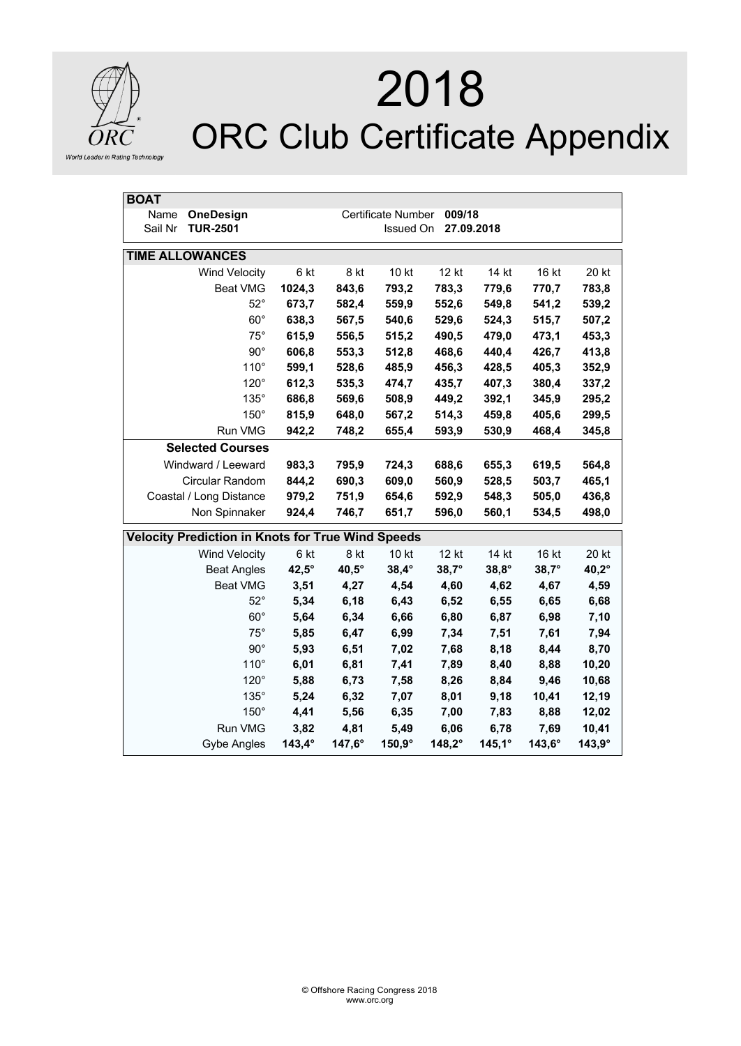# 2018

# ORC Club Certificate Appendix

ORC

World Leader in Rating Technology

| BOAT | | | |
|---|---|---|---|
| Name | **OneDesign** | Certificate Number | **009/18** |
| Sail Nr | **TUR-2501** | Issued On | **27.09.2018** |

| TIME ALLOWANCES | | | | | | | |
|---|---|---|---|---|---|---|---|
| Wind Velocity | 6 kt | 8 kt | 10 kt | 12 kt | 14 kt | 16 kt | 20 kt |
| Beat VMG | **1024,3** | **843,6** | **793,2** | **783,3** | **779,6** | **770,7** | **783,8** |
| 52° | **673,7** | **582,4** | **559,9** | **552,6** | **549,8** | **541,2** | **539,2** |
| 60° | **638,3** | **567,5** | **540,6** | **529,6** | **524,3** | **515,7** | **507,2** |
| 75° | **615,9** | **556,5** | **515,2** | **490,5** | **479,0** | **473,1** | **453,3** |
| 90° | **606,8** | **553,3** | **512,8** | **468,6** | **440,4** | **426,7** | **413,8** |
| 110° | **599,1** | **528,6** | **485,9** | **456,3** | **428,5** | **405,3** | **352,9** |
| 120° | **612,3** | **535,3** | **474,7** | **435,7** | **407,3** | **380,4** | **337,2** |
| 135° | **686,8** | **569,6** | **508,9** | **449,2** | **392,1** | **345,9** | **295,2** |
| 150° | **815,9** | **648,0** | **567,2** | **514,3** | **459,8** | **405,6** | **299,5** |
| Run VMG | **942,2** | **748,2** | **655,4** | **593,9** | **530,9** | **468,4** | **345,8** |
| **Selected Courses** | | | | | | | |
| Windward / Leeward | **983,3** | **795,9** | **724,3** | **688,6** | **655,3** | **619,5** | **564,8** |
| Circular Random | **844,2** | **690,3** | **609,0** | **560,9** | **528,5** | **503,7** | **465,1** |
| Coastal / Long Distance | **979,2** | **751,9** | **654,6** | **592,9** | **548,3** | **505,0** | **436,8** |
| Non Spinnaker | **924,4** | **746,7** | **651,7** | **596,0** | **560,1** | **534,5** | **498,0** |

| Velocity Prediction in Knots for True Wind Speeds | | | | | | | |
|---|---|---|---|---|---|---|---|
| Wind Velocity | 6 kt | 8 kt | 10 kt | 12 kt | 14 kt | 16 kt | 20 kt |
| Beat Angles | **42,5°** | **40,5°** | **38,4°** | **38,7°** | **38,8°** | **38,7°** | **40,2°** |
| Beat VMG | **3,51** | **4,27** | **4,54** | **4,60** | **4,62** | **4,67** | **4,59** |
| 52° | **5,34** | **6,18** | **6,43** | **6,52** | **6,55** | **6,65** | **6,68** |
| 60° | **5,64** | **6,34** | **6,66** | **6,80** | **6,87** | **6,98** | **7,10** |
| 75° | **5,85** | **6,47** | **6,99** | **7,34** | **7,51** | **7,61** | **7,94** |
| 90° | **5,93** | **6,51** | **7,02** | **7,68** | **8,18** | **8,44** | **8,70** |
| 110° | **6,01** | **6,81** | **7,41** | **7,89** | **8,40** | **8,88** | **10,20** |
| 120° | **5,88** | **6,73** | **7,58** | **8,26** | **8,84** | **9,46** | **10,68** |
| 135° | **5,24** | **6,32** | **7,07** | **8,01** | **9,18** | **10,41** | **12,19** |
| 150° | **4,41** | **5,56** | **6,35** | **7,00** | **7,83** | **8,88** | **12,02** |
| Run VMG | **3,82** | **4,81** | **5,49** | **6,06** | **6,78** | **7,69** | **10,41** |
| Gybe Angles | **143,4°** | **147,6°** | **150,9°** | **148,2°** | **145,1°** | **143,6°** | **143,9°** |

© Offshore Racing Congress 2018
www.orc.org